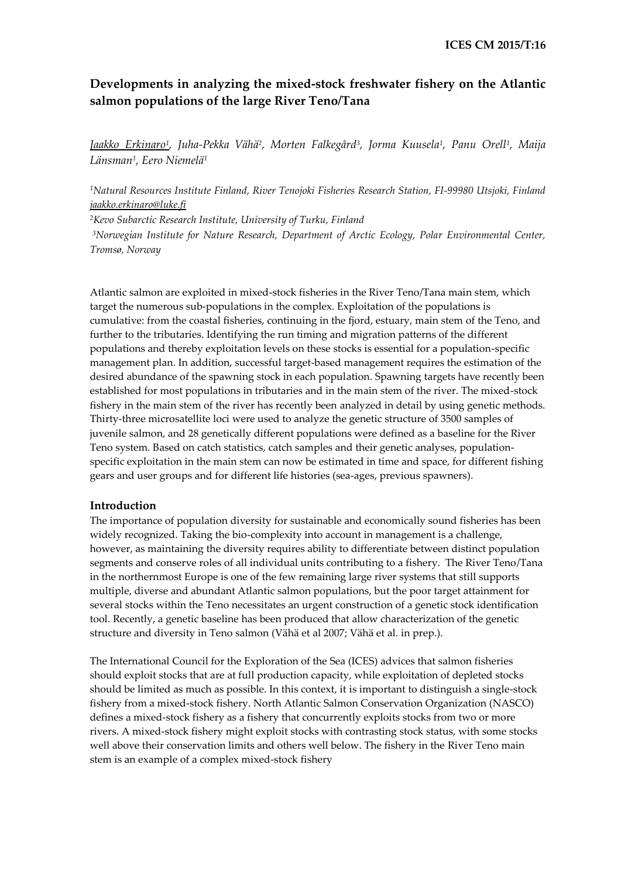ICES CM 2015/T:16

# Developments in analyzing the mixed-stock freshwater fishery on the Atlantic salmon populations of the large River Teno/Tana

*Jaakko Erkinaro[1], Juha-Pekka Vähä[2], Morten Falkegård[3], Jorma Kuusela[1], Panu Orell[1], Maija Länsman[1], Eero Niemelä[1]*

[1]*Natural Resources Institute Finland, River Tenojoki Fisheries Research Station, FI-99980 Utsjoki, Finland jaakko.erkinaro@luke.fi*

[2]*Kevo Subarctic Research Institute, University of Turku, Finland*

[3]*Norwegian Institute for Nature Research, Department of Arctic Ecology, Polar Environmental Center, Tromsø, Norway*

Atlantic salmon are exploited in mixed-stock fisheries in the River Teno/Tana main stem, which target the numerous sub-populations in the complex. Exploitation of the populations is cumulative: from the coastal fisheries, continuing in the fjord, estuary, main stem of the Teno, and further to the tributaries. Identifying the run timing and migration patterns of the different populations and thereby exploitation levels on these stocks is essential for a population-specific management plan. In addition, successful target-based management requires the estimation of the desired abundance of the spawning stock in each population. Spawning targets have recently been established for most populations in tributaries and in the main stem of the river. The mixed-stock fishery in the main stem of the river has recently been analyzed in detail by using genetic methods. Thirty-three microsatellite loci were used to analyze the genetic structure of 3500 samples of juvenile salmon, and 28 genetically different populations were defined as a baseline for the River Teno system. Based on catch statistics, catch samples and their genetic analyses, population-specific exploitation in the main stem can now be estimated in time and space, for different fishing gears and user groups and for different life histories (sea-ages, previous spawners).

## Introduction

The importance of population diversity for sustainable and economically sound fisheries has been widely recognized. Taking the bio-complexity into account in management is a challenge, however, as maintaining the diversity requires ability to differentiate between distinct population segments and conserve roles of all individual units contributing to a fishery. The River Teno/Tana in the northernmost Europe is one of the few remaining large river systems that still supports multiple, diverse and abundant Atlantic salmon populations, but the poor target attainment for several stocks within the Teno necessitates an urgent construction of a genetic stock identification tool. Recently, a genetic baseline has been produced that allow characterization of the genetic structure and diversity in Teno salmon (Vähä et al 2007; Vähä et al. in prep.).

The International Council for the Exploration of the Sea (ICES) advices that salmon fisheries should exploit stocks that are at full production capacity, while exploitation of depleted stocks should be limited as much as possible. In this context, it is important to distinguish a single-stock fishery from a mixed-stock fishery. North Atlantic Salmon Conservation Organization (NASCO) defines a mixed-stock fishery as a fishery that concurrently exploits stocks from two or more rivers. A mixed-stock fishery might exploit stocks with contrasting stock status, with some stocks well above their conservation limits and others well below. The fishery in the River Teno main stem is an example of a complex mixed-stock fishery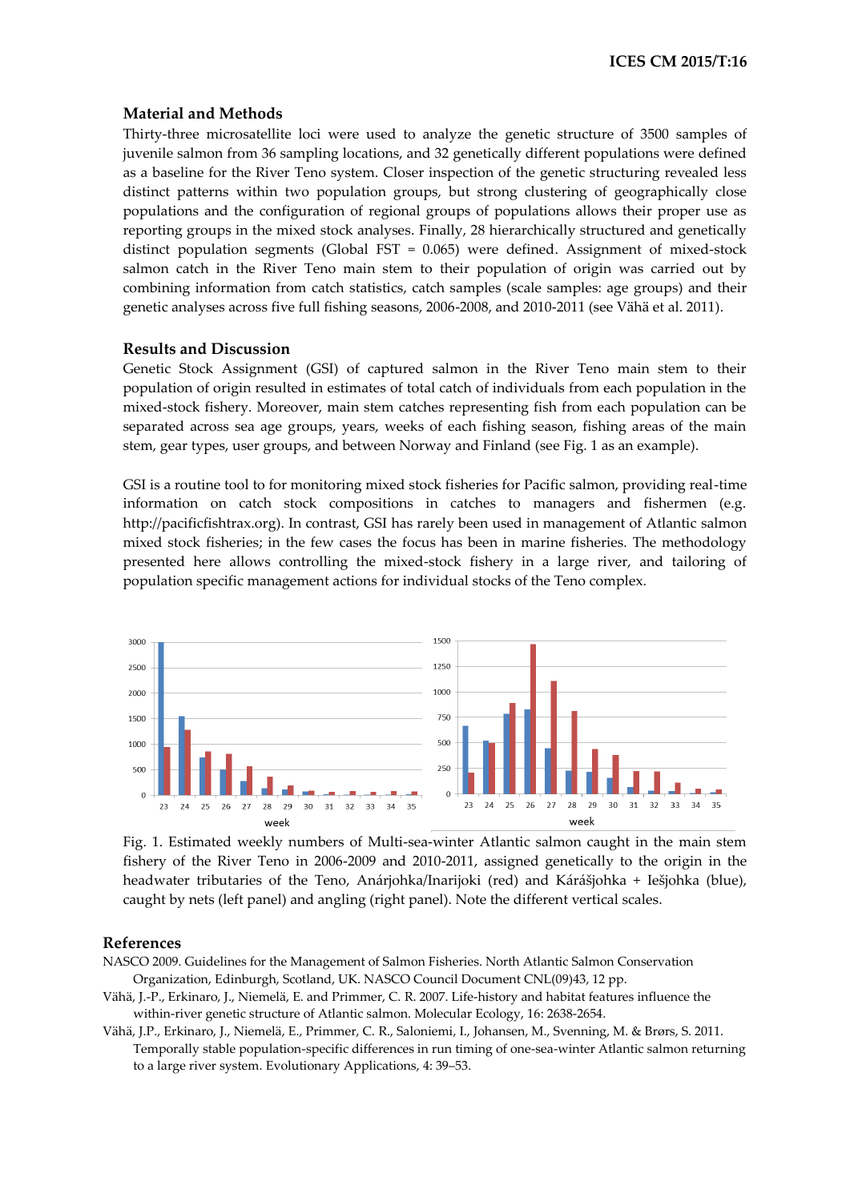## Material and Methods

Thirty-three microsatellite loci were used to analyze the genetic structure of 3500 samples of juvenile salmon from 36 sampling locations, and 32 genetically different populations were defined as a baseline for the River Teno system. Closer inspection of the genetic structuring revealed less distinct patterns within two population groups, but strong clustering of geographically close populations and the configuration of regional groups of populations allows their proper use as reporting groups in the mixed stock analyses. Finally, 28 hierarchically structured and genetically distinct population segments (Global FST = 0.065) were defined. Assignment of mixed-stock salmon catch in the River Teno main stem to their population of origin was carried out by combining information from catch statistics, catch samples (scale samples: age groups) and their genetic analyses across five full fishing seasons, 2006-2008, and 2010-2011 (see Vähä et al. 2011).

## Results and Discussion

Genetic Stock Assignment (GSI) of captured salmon in the River Teno main stem to their population of origin resulted in estimates of total catch of individuals from each population in the mixed-stock fishery. Moreover, main stem catches representing fish from each population can be separated across sea age groups, years, weeks of each fishing season, fishing areas of the main stem, gear types, user groups, and between Norway and Finland (see Fig. 1 as an example).

GSI is a routine tool to for monitoring mixed stock fisheries for Pacific salmon, providing real-time information on catch stock compositions in catches to managers and fishermen (e.g. http://pacificfishtrax.org). In contrast, GSI has rarely been used in management of Atlantic salmon mixed stock fisheries; in the few cases the focus has been in marine fisheries. The methodology presented here allows controlling the mixed-stock fishery in a large river, and tailoring of population specific management actions for individual stocks of the Teno complex.

3000
2500
2000
1500
1000
500
0
23 24 25 26 27 28 29 30 31 32 33 34 35
week

1500
1250
1000
750
500
250
0
23 24 25 26 27 28 29 30 31 32 33 34 35
week

Fig. 1. Estimated weekly numbers of Multi-sea-winter Atlantic salmon caught in the main stem fishery of the River Teno in 2006-2009 and 2010-2011, assigned genetically to the origin in the headwater tributaries of the Teno, Anárjohka/Inarijoki (red) and Kárášjohka + Iešjohka (blue), caught by nets (left panel) and angling (right panel). Note the different vertical scales.

## References

NASCO 2009. Guidelines for the Management of Salmon Fisheries. North Atlantic Salmon Conservation Organization, Edinburgh, Scotland, UK. NASCO Council Document CNL(09)43, 12 pp.

Vähä, J.-P., Erkinaro, J., Niemelä, E. and Primmer, C. R. 2007. Life-history and habitat features influence the within-river genetic structure of Atlantic salmon. Molecular Ecology, 16: 2638-2654.

Vähä, J.P., Erkinaro, J., Niemelä, E., Primmer, C. R., Saloniemi, I., Johansen, M., Svenning, M. & Brørs, S. 2011. Temporally stable population-specific differences in run timing of one-sea-winter Atlantic salmon returning to a large river system. Evolutionary Applications, 4: 39–53.